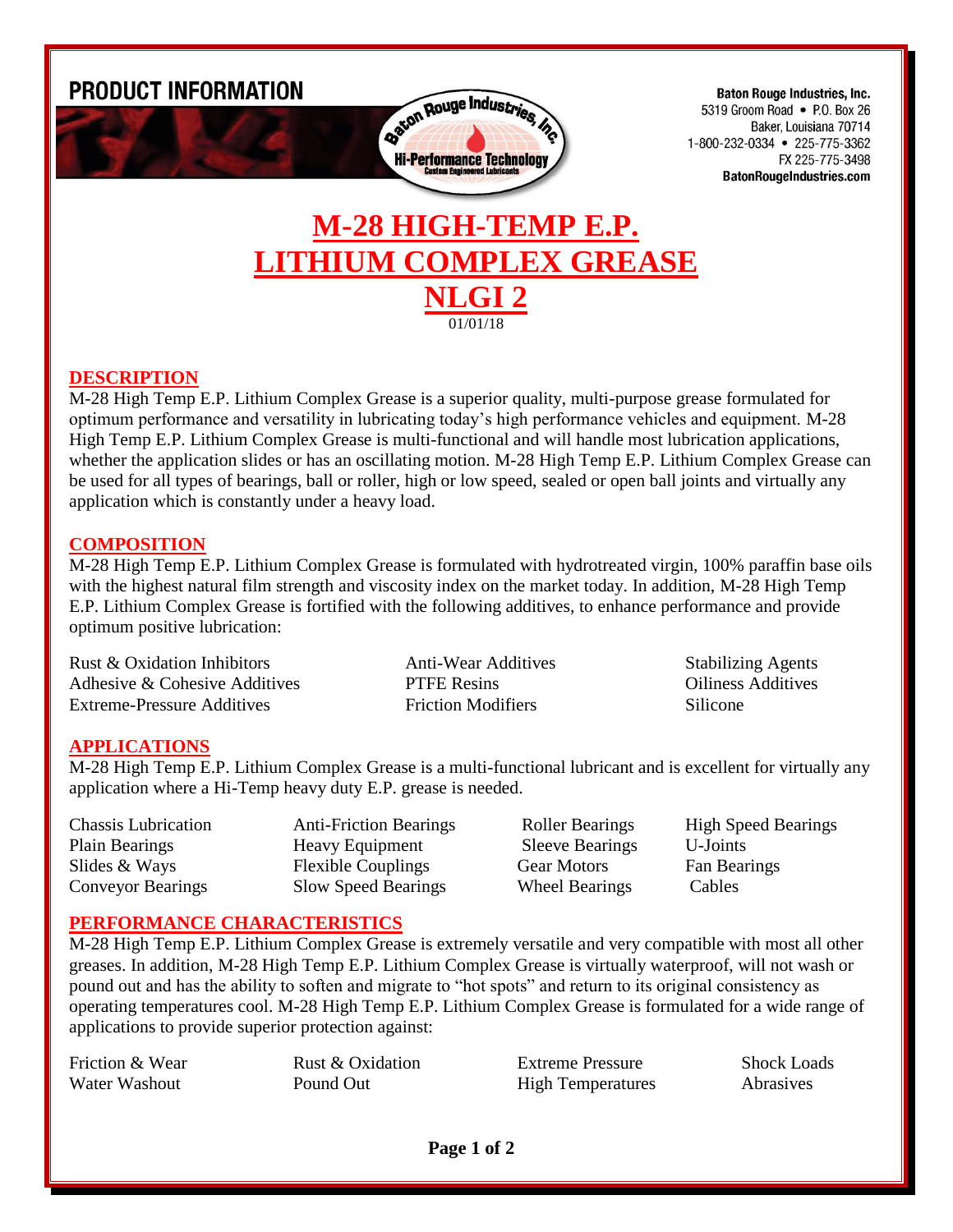**PRODUCT INFORMATION**

**Baton Rouge Industries, Inc.**
5319 Groom Road • P.O. Box 26
Baker, Louisiana 70714
1-800-232-0334 • 225-775-3362
FX 225-775-3498
**BatonRougeIndustries.com**

# M-28 HIGH-TEMP E.P. LITHIUM COMPLEX GREASE NLGI 2

01/01/18

## DESCRIPTION

M-28 High Temp E.P. Lithium Complex Grease is a superior quality, multi-purpose grease formulated for optimum performance and versatility in lubricating today's high performance vehicles and equipment. M-28 High Temp E.P. Lithium Complex Grease is multi-functional and will handle most lubrication applications, whether the application slides or has an oscillating motion. M-28 High Temp E.P. Lithium Complex Grease can be used for all types of bearings, ball or roller, high or low speed, sealed or open ball joints and virtually any application which is constantly under a heavy load.

## COMPOSITION

M-28 High Temp E.P. Lithium Complex Grease is formulated with hydrotreated virgin, 100% paraffin base oils with the highest natural film strength and viscosity index on the market today. In addition, M-28 High Temp E.P. Lithium Complex Grease is fortified with the following additives, to enhance performance and provide optimum positive lubrication:

| | | |
|---|---|---|
| Rust & Oxidation Inhibitors | Anti-Wear Additives | Stabilizing Agents |
| Adhesive & Cohesive Additives | PTFE Resins | Oiliness Additives |
| Extreme-Pressure Additives | Friction Modifiers | Silicone |

## APPLICATIONS

M-28 High Temp E.P. Lithium Complex Grease is a multi-functional lubricant and is excellent for virtually any application where a Hi-Temp heavy duty E.P. grease is needed.

| | | | |
|---|---|---|---|
| Chassis Lubrication | Anti-Friction Bearings | Roller Bearings | High Speed Bearings |
| Plain Bearings | Heavy Equipment | Sleeve Bearings | U-Joints |
| Slides & Ways | Flexible Couplings | Gear Motors | Fan Bearings |
| Conveyor Bearings | Slow Speed Bearings | Wheel Bearings | Cables |

## PERFORMANCE CHARACTERISTICS

M-28 High Temp E.P. Lithium Complex Grease is extremely versatile and very compatible with most all other greases. In addition, M-28 High Temp E.P. Lithium Complex Grease is virtually waterproof, will not wash or pound out and has the ability to soften and migrate to "hot spots" and return to its original consistency as operating temperatures cool. M-28 High Temp E.P. Lithium Complex Grease is formulated for a wide range of applications to provide superior protection against:

| | | | |
|---|---|---|---|
| Friction & Wear | Rust & Oxidation | Extreme Pressure | Shock Loads |
| Water Washout | Pound Out | High Temperatures | Abrasives |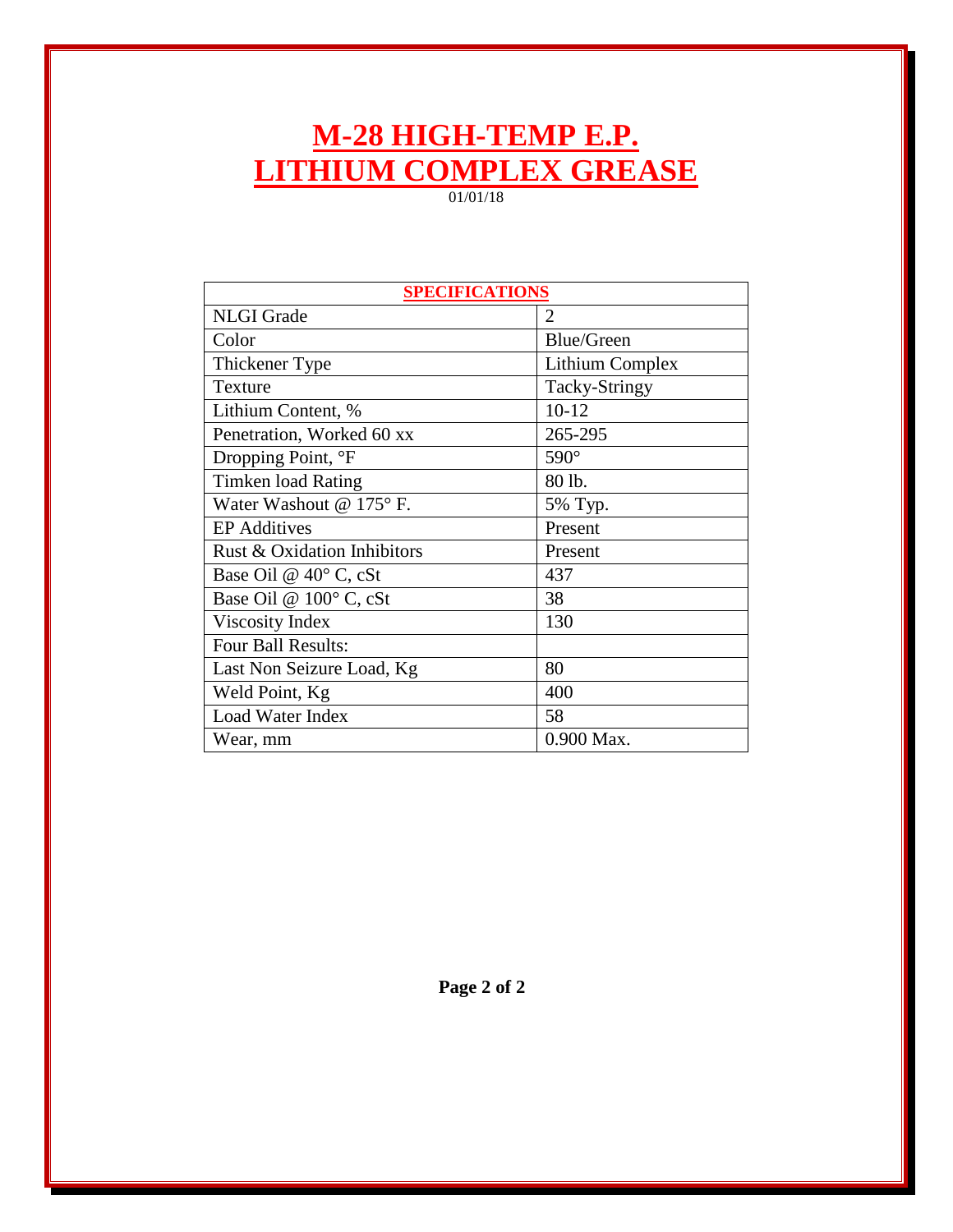# M-28 HIGH-TEMP E.P. LITHIUM COMPLEX GREASE

01/01/18

| SPECIFICATIONS | |
|---|---|
| NLGI Grade | 2 |
| Color | Blue/Green |
| Thickener Type | Lithium Complex |
| Texture | Tacky-Stringy |
| Lithium Content, % | 10-12 |
| Penetration, Worked 60 xx | 265-295 |
| Dropping Point, °F | 590° |
| Timken load Rating | 80 lb. |
| Water Washout @ 175° F. | 5% Typ. |
| EP Additives | Present |
| Rust & Oxidation Inhibitors | Present |
| Base Oil @ 40° C, cSt | 437 |
| Base Oil @ 100° C, cSt | 38 |
| Viscosity Index | 130 |
| Four Ball Results: | |
| Last Non Seizure Load, Kg | 80 |
| Weld Point, Kg | 400 |
| Load Water Index | 58 |
| Wear, mm | 0.900 Max. |